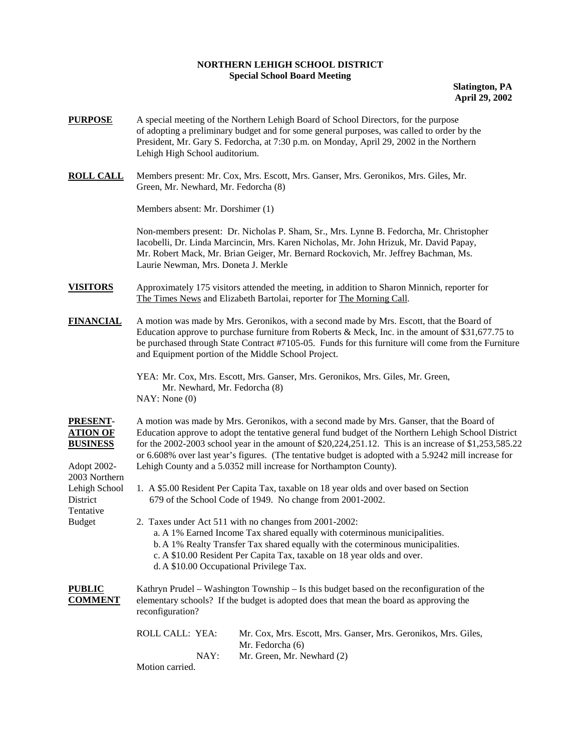**NORTHERN LEHIGH SCHOOL DISTRICT**
**Special School Board Meeting**

**Slatington, PA**
**April 29, 2002**

**PURPOSE**

A special meeting of the Northern Lehigh Board of School Directors, for the purpose of adopting a preliminary budget and for some general purposes, was called to order by the President, Mr. Gary S. Fedorcha, at 7:30 p.m. on Monday, April 29, 2002 in the Northern Lehigh High School auditorium.

**ROLL CALL**

Members present: Mr. Cox, Mrs. Escott, Mrs. Ganser, Mrs. Geronikos, Mrs. Giles, Mr. Green, Mr. Newhard, Mr. Fedorcha (8)

Members absent: Mr. Dorshimer (1)

Non-members present: Dr. Nicholas P. Sham, Sr., Mrs. Lynne B. Fedorcha, Mr. Christopher Iacobelli, Dr. Linda Marcincin, Mrs. Karen Nicholas, Mr. John Hrizuk, Mr. David Papay, Mr. Robert Mack, Mr. Brian Geiger, Mr. Bernard Rockovich, Mr. Jeffrey Bachman, Ms. Laurie Newman, Mrs. Doneta J. Merkle

**VISITORS**

Approximately 175 visitors attended the meeting, in addition to Sharon Minnich, reporter for The Times News and Elizabeth Bartolai, reporter for The Morning Call.

**FINANCIAL**

A motion was made by Mrs. Geronikos, with a second made by Mrs. Escott, that the Board of Education approve to purchase furniture from Roberts & Meck, Inc. in the amount of $31,677.75 to be purchased through State Contract #7105-05. Funds for this furniture will come from the Furniture and Equipment portion of the Middle School Project.

YEA: Mr. Cox, Mrs. Escott, Mrs. Ganser, Mrs. Geronikos, Mrs. Giles, Mr. Green, Mr. Newhard, Mr. Fedorcha (8)
NAY: None (0)

**PRESENTATION OF BUSINESS**

Adopt 2002-2003 Northern Lehigh School District Tentative Budget

A motion was made by Mrs. Geronikos, with a second made by Mrs. Ganser, that the Board of Education approve to adopt the tentative general fund budget of the Northern Lehigh School District for the 2002-2003 school year in the amount of $20,224,251.12. This is an increase of $1,253,585.22 or 6.608% over last year's figures. (The tentative budget is adopted with a 5.9242 mill increase for Lehigh County and a 5.0352 mill increase for Northampton County).

1. A $5.00 Resident Per Capita Tax, taxable on 18 year olds and over based on Section 679 of the School Code of 1949. No change from 2001-2002.
2. Taxes under Act 511 with no changes from 2001-2002:
   a. A 1% Earned Income Tax shared equally with coterminous municipalities.
   b. A 1% Realty Transfer Tax shared equally with the coterminous municipalities.
   c. A $10.00 Resident Per Capita Tax, taxable on 18 year olds and over.
   d. A $10.00 Occupational Privilege Tax.

**PUBLIC COMMENT**

Kathryn Prudel – Washington Township – Is this budget based on the reconfiguration of the elementary schools? If the budget is adopted does that mean the board as approving the reconfiguration?

ROLL CALL: YEA: Mr. Cox, Mrs. Escott, Mrs. Ganser, Mrs. Geronikos, Mrs. Giles, Mr. Fedorcha (6)
NAY: Mr. Green, Mr. Newhard (2)

Motion carried.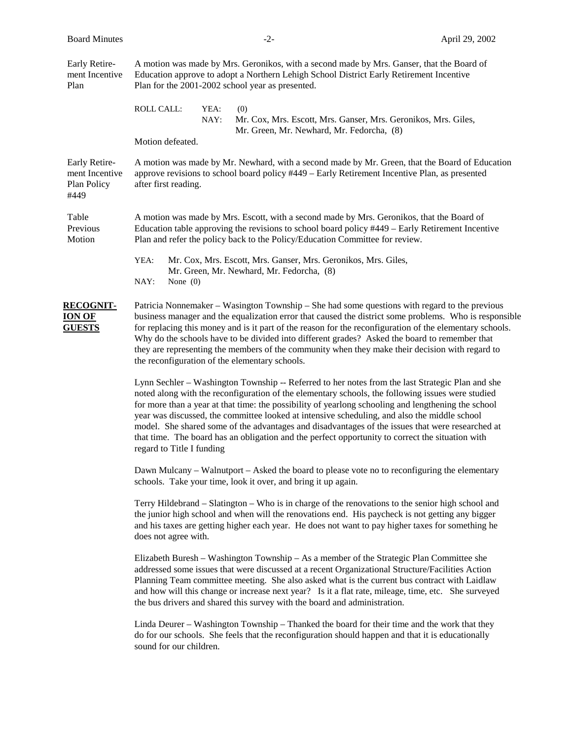**Early Retirement Incentive Plan**

A motion was made by Mrs. Geronikos, with a second made by Mrs. Ganser, that the Board of Education approve to adopt a Northern Lehigh School District Early Retirement Incentive Plan for the 2001-2002 school year as presented.

ROLL CALL:
YEA: (0)
NAY: Mr. Cox, Mrs. Escott, Mrs. Ganser, Mrs. Geronikos, Mrs. Giles, Mr. Green, Mr. Newhard, Mr. Fedorcha, (8)

Motion defeated.

**Early Retirement Incentive Plan Policy #449**

A motion was made by Mr. Newhard, with a second made by Mr. Green, that the Board of Education approve revisions to school board policy #449 – Early Retirement Incentive Plan, as presented after first reading.

**Table Previous Motion**

A motion was made by Mrs. Escott, with a second made by Mrs. Geronikos, that the Board of Education table approving the revisions to school board policy #449 – Early Retirement Incentive Plan and refer the policy back to the Policy/Education Committee for review.

YEA: Mr. Cox, Mrs. Escott, Mrs. Ganser, Mrs. Geronikos, Mrs. Giles, Mr. Green, Mr. Newhard, Mr. Fedorcha, (8)
NAY: None (0)

## RECOGNITION OF GUESTS

Patricia Nonnemaker – Wasington Township – She had some questions with regard to the previous business manager and the equalization error that caused the district some problems. Who is responsible for replacing this money and is it part of the reason for the reconfiguration of the elementary schools. Why do the schools have to be divided into different grades? Asked the board to remember that they are representing the members of the community when they make their decision with regard to the reconfiguration of the elementary schools.

Lynn Sechler – Washington Township -- Referred to her notes from the last Strategic Plan and she noted along with the reconfiguration of the elementary schools, the following issues were studied for more than a year at that time: the possibility of yearlong schooling and lengthening the school year was discussed, the committee looked at intensive scheduling, and also the middle school model. She shared some of the advantages and disadvantages of the issues that were researched at that time. The board has an obligation and the perfect opportunity to correct the situation with regard to Title I funding

Dawn Mulcany – Walnutport – Asked the board to please vote no to reconfiguring the elementary schools. Take your time, look it over, and bring it up again.

Terry Hildebrand – Slatington – Who is in charge of the renovations to the senior high school and the junior high school and when will the renovations end. His paycheck is not getting any bigger and his taxes are getting higher each year. He does not want to pay higher taxes for something he does not agree with.

Elizabeth Buresh – Washington Township – As a member of the Strategic Plan Committee she addressed some issues that were discussed at a recent Organizational Structure/Facilities Action Planning Team committee meeting. She also asked what is the current bus contract with Laidlaw and how will this change or increase next year? Is it a flat rate, mileage, time, etc. She surveyed the bus drivers and shared this survey with the board and administration.

Linda Deurer – Washington Township – Thanked the board for their time and the work that they do for our schools. She feels that the reconfiguration should happen and that it is educationally sound for our children.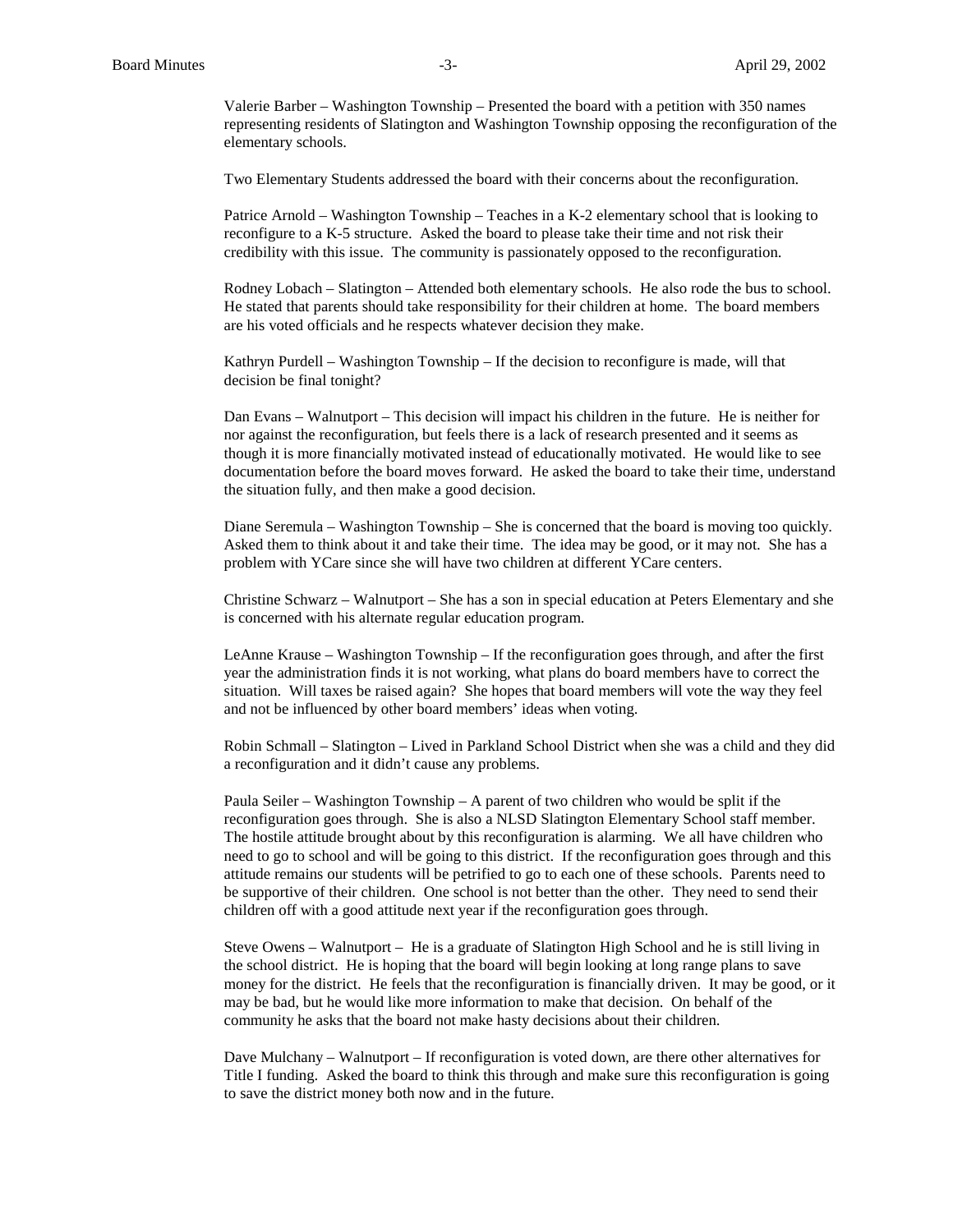Valerie Barber – Washington Township – Presented the board with a petition with 350 names representing residents of Slatington and Washington Township opposing the reconfiguration of the elementary schools.

Two Elementary Students addressed the board with their concerns about the reconfiguration.

Patrice Arnold – Washington Township – Teaches in a K-2 elementary school that is looking to reconfigure to a K-5 structure. Asked the board to please take their time and not risk their credibility with this issue. The community is passionately opposed to the reconfiguration.

Rodney Lobach – Slatington – Attended both elementary schools. He also rode the bus to school. He stated that parents should take responsibility for their children at home. The board members are his voted officials and he respects whatever decision they make.

Kathryn Purdell – Washington Township – If the decision to reconfigure is made, will that decision be final tonight?

Dan Evans – Walnutport – This decision will impact his children in the future. He is neither for nor against the reconfiguration, but feels there is a lack of research presented and it seems as though it is more financially motivated instead of educationally motivated. He would like to see documentation before the board moves forward. He asked the board to take their time, understand the situation fully, and then make a good decision.

Diane Seremula – Washington Township – She is concerned that the board is moving too quickly. Asked them to think about it and take their time. The idea may be good, or it may not. She has a problem with YCare since she will have two children at different YCare centers.

Christine Schwarz – Walnutport – She has a son in special education at Peters Elementary and she is concerned with his alternate regular education program.

LeAnne Krause – Washington Township – If the reconfiguration goes through, and after the first year the administration finds it is not working, what plans do board members have to correct the situation. Will taxes be raised again? She hopes that board members will vote the way they feel and not be influenced by other board members' ideas when voting.

Robin Schmall – Slatington – Lived in Parkland School District when she was a child and they did a reconfiguration and it didn't cause any problems.

Paula Seiler – Washington Township – A parent of two children who would be split if the reconfiguration goes through. She is also a NLSD Slatington Elementary School staff member. The hostile attitude brought about by this reconfiguration is alarming. We all have children who need to go to school and will be going to this district. If the reconfiguration goes through and this attitude remains our students will be petrified to go to each one of these schools. Parents need to be supportive of their children. One school is not better than the other. They need to send their children off with a good attitude next year if the reconfiguration goes through.

Steve Owens – Walnutport – He is a graduate of Slatington High School and he is still living in the school district. He is hoping that the board will begin looking at long range plans to save money for the district. He feels that the reconfiguration is financially driven. It may be good, or it may be bad, but he would like more information to make that decision. On behalf of the community he asks that the board not make hasty decisions about their children.

Dave Mulchany – Walnutport – If reconfiguration is voted down, are there other alternatives for Title I funding. Asked the board to think this through and make sure this reconfiguration is going to save the district money both now and in the future.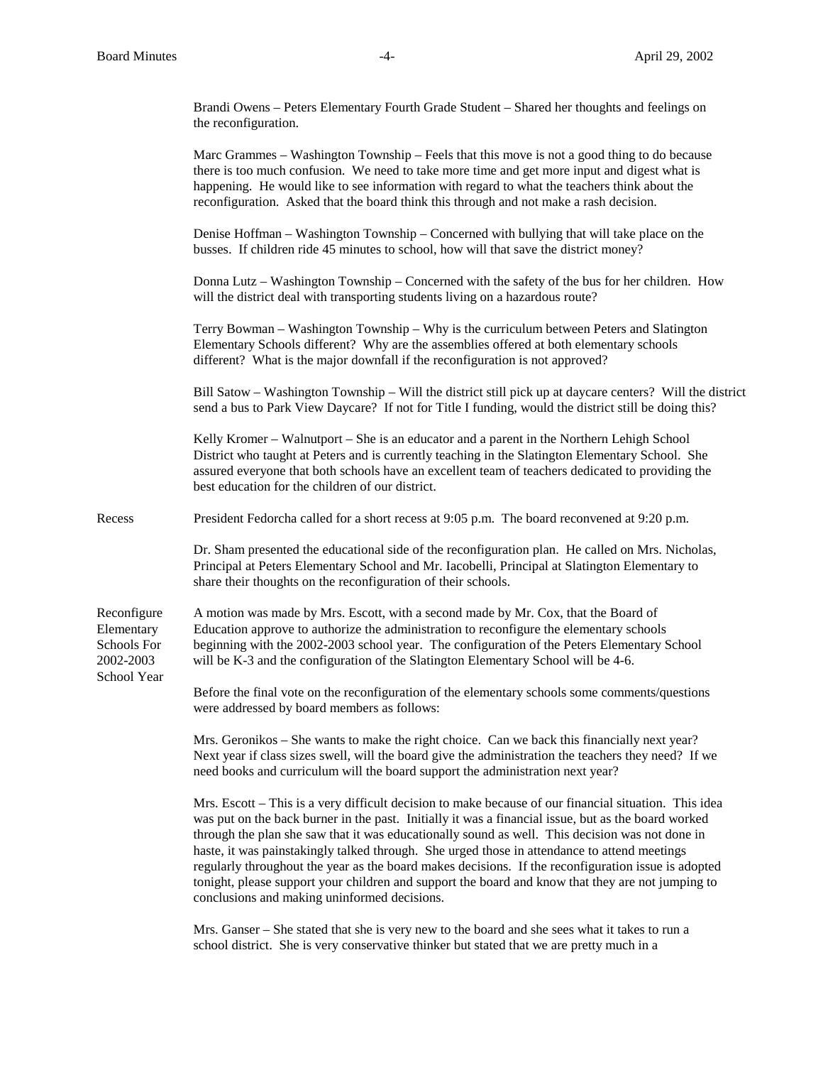Brandi Owens – Peters Elementary Fourth Grade Student – Shared her thoughts and feelings on the reconfiguration.

Marc Grammes – Washington Township – Feels that this move is not a good thing to do because there is too much confusion. We need to take more time and get more input and digest what is happening. He would like to see information with regard to what the teachers think about the reconfiguration. Asked that the board think this through and not make a rash decision.

Denise Hoffman – Washington Township – Concerned with bullying that will take place on the busses. If children ride 45 minutes to school, how will that save the district money?

Donna Lutz – Washington Township – Concerned with the safety of the bus for her children. How will the district deal with transporting students living on a hazardous route?

Terry Bowman – Washington Township – Why is the curriculum between Peters and Slatington Elementary Schools different? Why are the assemblies offered at both elementary schools different? What is the major downfall if the reconfiguration is not approved?

Bill Satow – Washington Township – Will the district still pick up at daycare centers? Will the district send a bus to Park View Daycare? If not for Title I funding, would the district still be doing this?

Kelly Kromer – Walnutport – She is an educator and a parent in the Northern Lehigh School District who taught at Peters and is currently teaching in the Slatington Elementary School. She assured everyone that both schools have an excellent team of teachers dedicated to providing the best education for the children of our district.

**Recess**

President Fedorcha called for a short recess at 9:05 p.m. The board reconvened at 9:20 p.m.

Dr. Sham presented the educational side of the reconfiguration plan. He called on Mrs. Nicholas, Principal at Peters Elementary School and Mr. Iacobelli, Principal at Slatington Elementary to share their thoughts on the reconfiguration of their schools.

**Reconfigure Elementary Schools For 2002-2003 School Year**

A motion was made by Mrs. Escott, with a second made by Mr. Cox, that the Board of Education approve to authorize the administration to reconfigure the elementary schools beginning with the 2002-2003 school year. The configuration of the Peters Elementary School will be K-3 and the configuration of the Slatington Elementary School will be 4-6.

Before the final vote on the reconfiguration of the elementary schools some comments/questions were addressed by board members as follows:

Mrs. Geronikos – She wants to make the right choice. Can we back this financially next year? Next year if class sizes swell, will the board give the administration the teachers they need? If we need books and curriculum will the board support the administration next year?

Mrs. Escott – This is a very difficult decision to make because of our financial situation. This idea was put on the back burner in the past. Initially it was a financial issue, but as the board worked through the plan she saw that it was educationally sound as well. This decision was not done in haste, it was painstakingly talked through. She urged those in attendance to attend meetings regularly throughout the year as the board makes decisions. If the reconfiguration issue is adopted tonight, please support your children and support the board and know that they are not jumping to conclusions and making uninformed decisions.

Mrs. Ganser – She stated that she is very new to the board and she sees what it takes to run a school district. She is very conservative thinker but stated that we are pretty much in a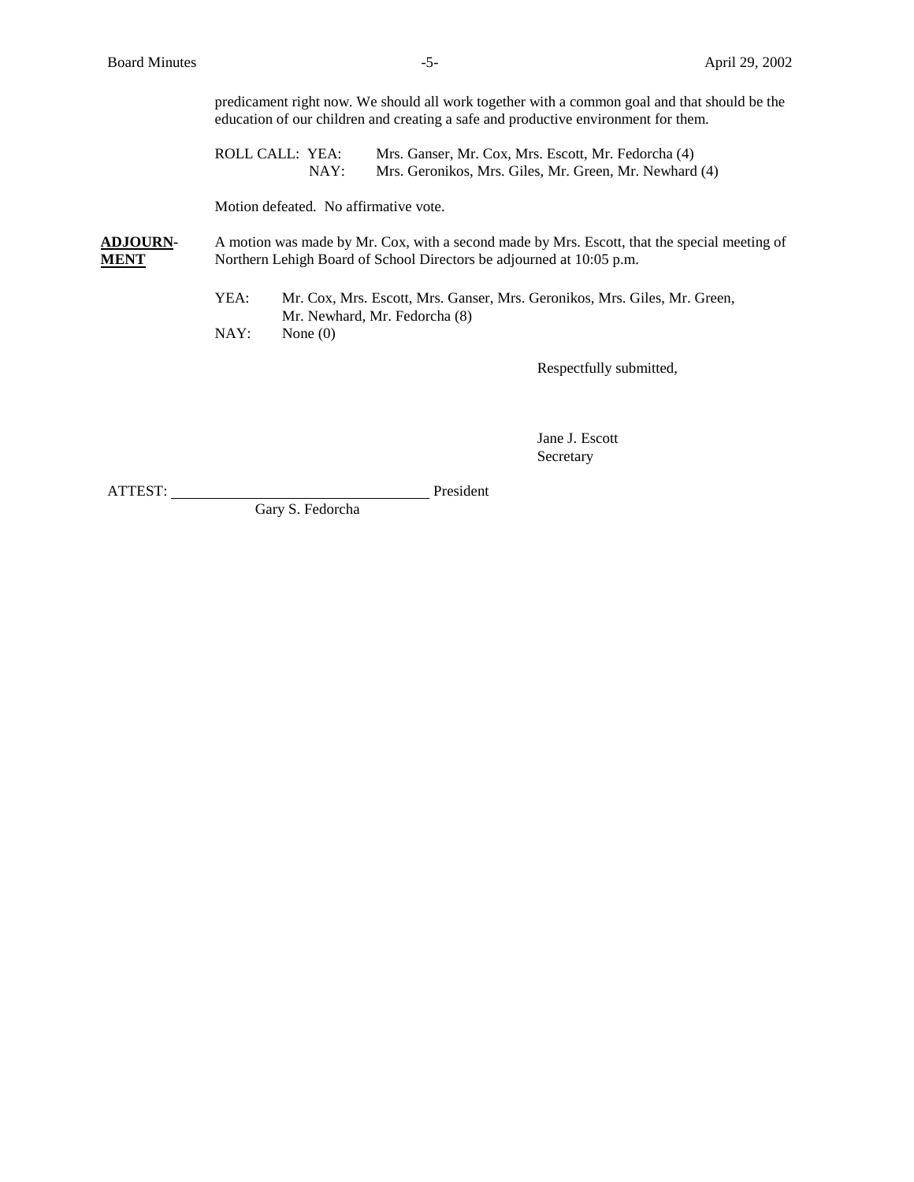predicament right now. We should all work together with a common goal and that should be the education of our children and creating a safe and productive environment for them.

ROLL CALL: YEA: Mrs. Ganser, Mr. Cox, Mrs. Escott, Mr. Fedorcha (4)
NAY: Mrs. Geronikos, Mrs. Giles, Mr. Green, Mr. Newhard (4)

Motion defeated. No affirmative vote.

**ADJOURNMENT**

A motion was made by Mr. Cox, with a second made by Mrs. Escott, that the special meeting of Northern Lehigh Board of School Directors be adjourned at 10:05 p.m.

YEA: Mr. Cox, Mrs. Escott, Mrs. Ganser, Mrs. Geronikos, Mrs. Giles, Mr. Green, Mr. Newhard, Mr. Fedorcha (8)
NAY: None (0)

Respectfully submitted,

Jane J. Escott
Secretary

ATTEST: ______________________________ President
Gary S. Fedorcha